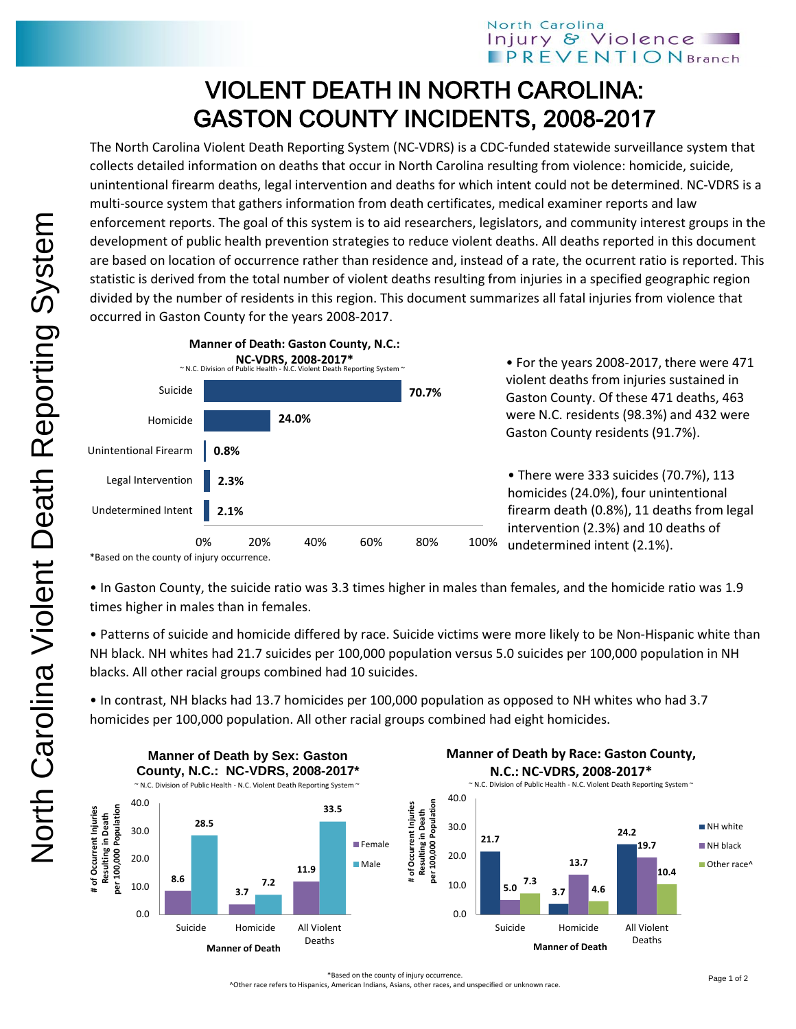# VIOLENT DEATH IN NORTH CAROLINA: GASTON COUNTY INCIDENTS, 2008-2017

The North Carolina Violent Death Reporting System (NC-VDRS) is a CDC-funded statewide surveillance system that collects detailed information on deaths that occur in North Carolina resulting from violence: homicide, suicide, unintentional firearm deaths, legal intervention and deaths for which intent could not be determined. NC-VDRS is a multi-source system that gathers information from death certificates, medical examiner reports and law enforcement reports. The goal of this system is to aid researchers, legislators, and community interest groups in the development of public health prevention strategies to reduce violent deaths. All deaths reported in this document are based on location of occurrence rather than residence and, instead of a rate, the ocurrent ratio is reported. This statistic is derived from the total number of violent deaths resulting from injuries in a specified geographic region divided by the number of residents in this region. This document summarizes all fatal injuries from violence that occurred in Gaston County for the years 2008-2017.

**Manner of Death: Gaston County, N.C.: NC-VDRS, 2008-2017***

~ N.C. Division of Public Health - N.C. Violent Death Reporting System ~

| Manner of Death | Percent |
|---|---|
| Suicide | 70.7% |
| Homicide | 24.0% |
| Unintentional Firearm | 0.8% |
| Legal Intervention | 2.3% |
| Undetermined Intent | 2.1% |

*Based on the county of injury occurrence.

- For the years 2008-2017, there were 471 violent deaths from injuries sustained in Gaston County. Of these 471 deaths, 463 were N.C. residents (98.3%) and 432 were Gaston County residents (91.7%).
- There were 333 suicides (70.7%), 113 homicides (24.0%), four unintentional firearm death (0.8%), 11 deaths from legal intervention (2.3%) and 10 deaths of undetermined intent (2.1%).
- In Gaston County, the suicide ratio was 3.3 times higher in males than females, and the homicide ratio was 1.9 times higher in males than in females.
- Patterns of suicide and homicide differed by race. Suicide victims were more likely to be Non-Hispanic white than NH black. NH whites had 21.7 suicides per 100,000 population versus 5.0 suicides per 100,000 population in NH blacks. All other racial groups combined had 10 suicides.
- In contrast, NH blacks had 13.7 homicides per 100,000 population as opposed to NH whites who had 3.7 homicides per 100,000 population. All other racial groups combined had eight homicides.

**Manner of Death by Sex: Gaston County, N.C.: NC-VDRS, 2008-2017***

~ N.C. Division of Public Health - N.C. Violent Death Reporting System ~

# of Occurrent Injuries Resulting in Death per 100,000 Population

| Manner of Death | Female | Male |
|---|---|---|
| Suicide | 8.6 | 28.5 |
| Homicide | 3.7 | 7.2 |
| All Violent Deaths | 11.9 | 33.5 |

**Manner of Death by Race: Gaston County, N.C.: NC-VDRS, 2008-2017***

~ N.C. Division of Public Health - N.C. Violent Death Reporting System ~

# of Occurrent Injuries Resulting in Death per 100,000 Population

| Manner of Death | NH white | NH black | Other race^ |
|---|---|---|---|
| Suicide | 21.7 | 5.0 | 7.3 |
| Homicide | 3.7 | 13.7 | 4.6 |
| All Violent Deaths | 24.2 | 19.7 | 10.4 |

*Based on the county of injury occurrence.

^Other race refers to Hispanics, American Indians, Asians, other races, and unspecified or unknown race.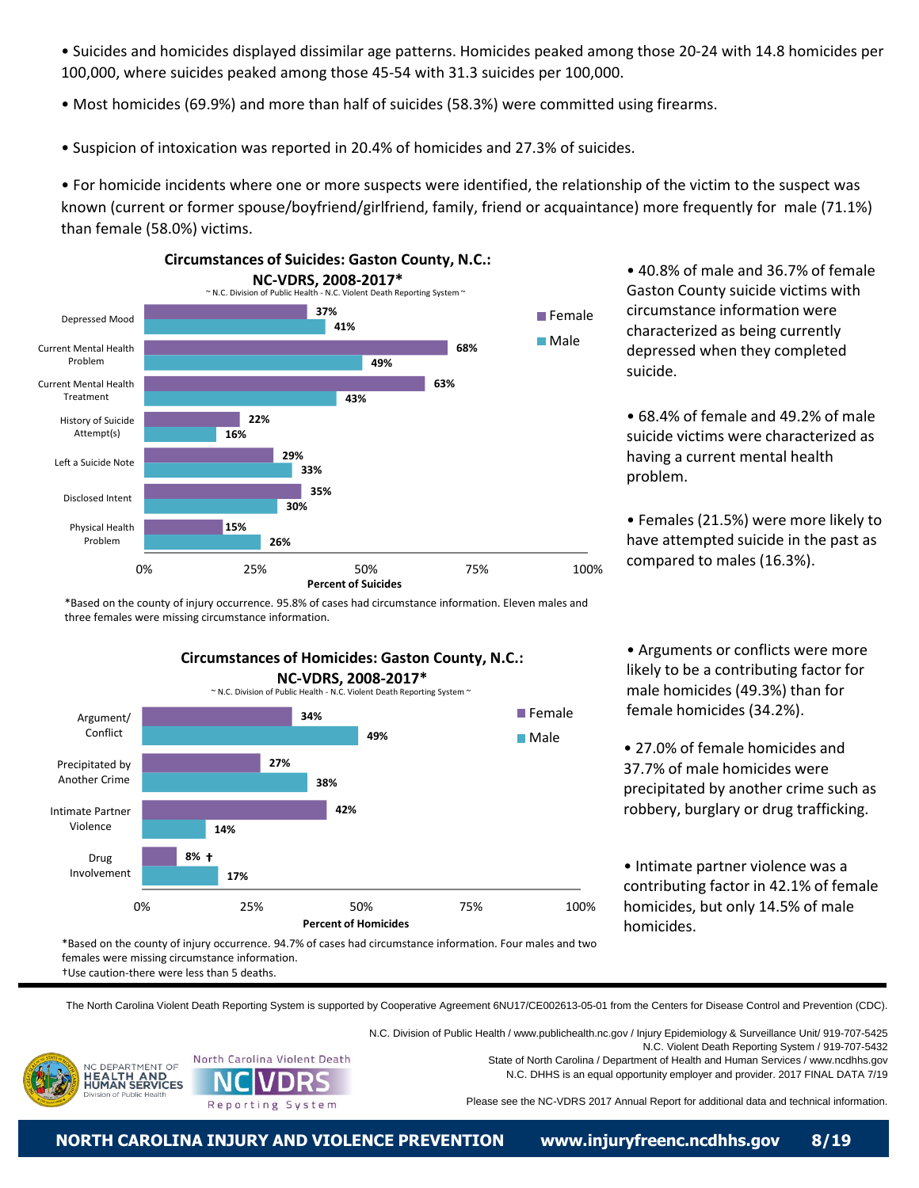• Suicides and homicides displayed dissimilar age patterns. Homicides peaked among those 20-24 with 14.8 homicides per 100,000, where suicides peaked among those 45-54 with 31.3 suicides per 100,000.

• Most homicides (69.9%) and more than half of suicides (58.3%) were committed using firearms.

• Suspicion of intoxication was reported in 20.4% of homicides and 27.3% of suicides.

• For homicide incidents where one or more suspects were identified, the relationship of the victim to the suspect was known (current or former spouse/boyfriend/girlfriend, family, friend or acquaintance) more frequently for male (71.1%) than female (58.0%) victims.

**Circumstances of Suicides: Gaston County, N.C.: NC-VDRS, 2008-2017***

~ N.C. Division of Public Health - N.C. Violent Death Reporting System ~

Female
Male

Depressed Mood: 37%, 41%
Current Mental Health Problem: 68%, 49%
Current Mental Health Treatment: 63%, 43%
History of Suicide Attempt(s): 22%, 16%
Left a Suicide Note: 29%, 33%
Disclosed Intent: 35%, 30%
Physical Health Problem: 15%, 26%

0% 25% 50% 75% 100%
Percent of Suicides

*Based on the county of injury occurrence. 95.8% of cases had circumstance information. Eleven males and three females were missing circumstance information.

• 40.8% of male and 36.7% of female Gaston County suicide victims with circumstance information were characterized as being currently depressed when they completed suicide.

• 68.4% of female and 49.2% of male suicide victims were characterized as having a current mental health problem.

• Females (21.5%) were more likely to have attempted suicide in the past as compared to males (16.3%).

**Circumstances of Homicides: Gaston County, N.C.: NC-VDRS, 2008-2017***

~ N.C. Division of Public Health - N.C. Violent Death Reporting System ~

Female
Male

Argument/ Conflict: 34%, 49%
Precipitated by Another Crime: 27%, 38%
Intimate Partner Violence: 42%, 14%
Drug Involvement: 8% †, 17%

0% 25% 50% 75% 100%
Percent of Homicides

*Based on the county of injury occurrence. 94.7% of cases had circumstance information. Four males and two females were missing circumstance information.
†Use caution-there were less than 5 deaths.

• Arguments or conflicts were more likely to be a contributing factor for male homicides (49.3%) than for female homicides (34.2%).

• 27.0% of female homicides and 37.7% of male homicides were precipitated by another crime such as robbery, burglary or drug trafficking.

• Intimate partner violence was a contributing factor in 42.1% of female homicides, but only 14.5% of male homicides.

The North Carolina Violent Death Reporting System is supported by Cooperative Agreement 6NU17/CE002613-05-01 from the Centers for Disease Control and Prevention (CDC).

N.C. Division of Public Health / www.publichealth.nc.gov / Injury Epidemiology & Surveillance Unit/ 919-707-5425
N.C. Violent Death Reporting System / 919-707-5432
State of North Carolina / Department of Health and Human Services / www.ncdhhs.gov
N.C. DHHS is an equal opportunity employer and provider. 2017 FINAL DATA 7/19

Please see the NC-VDRS 2017 Annual Report for additional data and technical information.

NORTH CAROLINA INJURY AND VIOLENCE PREVENTION www.injuryfreenc.ncdhhs.gov